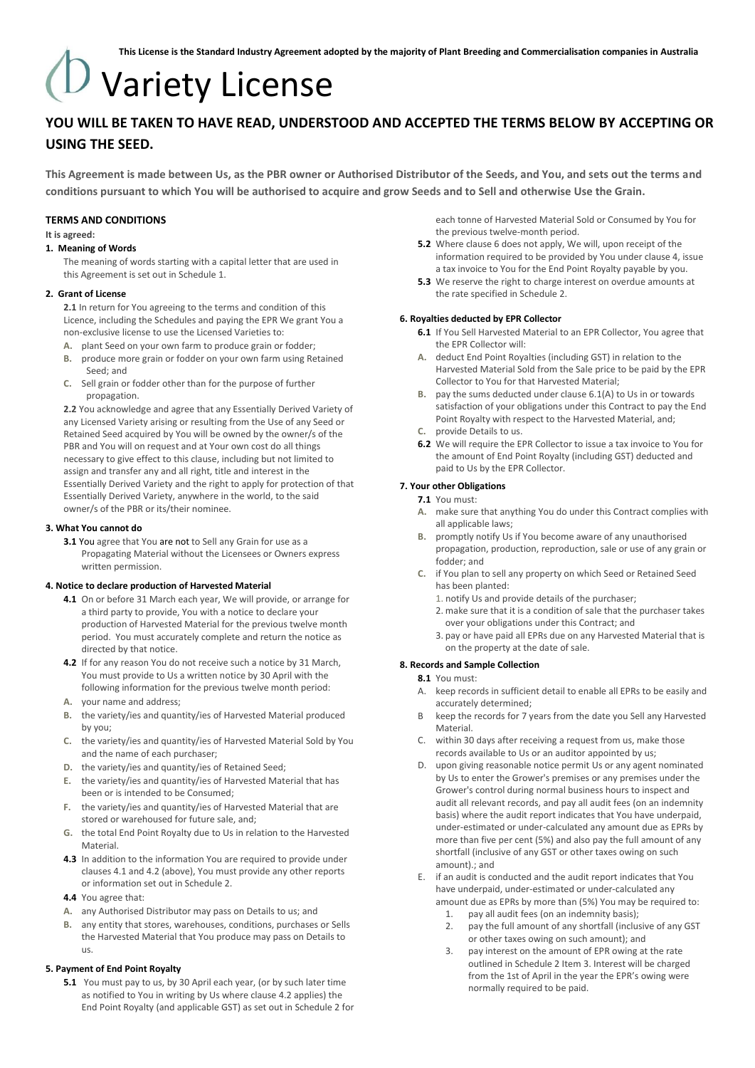This License is the Standard Industry Agreement adopted by the majority of Plant Breeding and Commercialisation companies in Australia

# Variety License

## YOU WILL BE TAKEN TO HAVE READ, UNDERSTOOD AND ACCEPTED THE TERMS BELOW BY ACCEPTING OR USING THE SEED.

**This Agreement is made between Us, as the PBR owner or Authorised Distributor of the Seeds, and You, and sets out the terms and conditions pursuant to which You will be authorised to acquire and grow Seeds and to Sell and otherwise Use the Grain.**

### TERMS AND CONDITIONS

**It is agreed:**

**1. Meaning of Words**

The meaning of words starting with a capital letter that are used in this Agreement is set out in Schedule 1.

**2. Grant of License**

**2.1** In return for You agreeing to the terms and condition of this Licence, including the Schedules and paying the EPR We grant You a non-exclusive license to use the Licensed Varieties to:

A. plant Seed on your own farm to produce grain or fodder;
B. produce more grain or fodder on your own farm using Retained Seed; and
C. Sell grain or fodder other than for the purpose of further propagation.

**2.2** You acknowledge and agree that any Essentially Derived Variety of any Licensed Variety arising or resulting from the Use of any Seed or Retained Seed acquired by You will be owned by the owner/s of the PBR and You will on request and at Your own cost do all things necessary to give effect to this clause, including but not limited to assign and transfer any and all right, title and interest in the Essentially Derived Variety and the right to apply for protection of that Essentially Derived Variety, anywhere in the world, to the said owner/s of the PBR or its/their nominee.

**3. What You cannot do**

**3.1** You agree that You are not to Sell any Grain for use as a Propagating Material without the Licensees or Owners express written permission.

**4. Notice to declare production of Harvested Material**

**4.1** On or before 31 March each year, We will provide, or arrange for a third party to provide, You with a notice to declare your production of Harvested Material for the previous twelve month period. You must accurately complete and return the notice as directed by that notice.

**4.2** If for any reason You do not receive such a notice by 31 March, You must provide to Us a written notice by 30 April with the following information for the previous twelve month period:

A. your name and address;
B. the variety/ies and quantity/ies of Harvested Material produced by you;
C. the variety/ies and quantity/ies of Harvested Material Sold by You and the name of each purchaser;
D. the variety/ies and quantity/ies of Retained Seed;
E. the variety/ies and quantity/ies of Harvested Material that has been or is intended to be Consumed;
F. the variety/ies and quantity/ies of Harvested Material that are stored or warehoused for future sale, and;
G. the total End Point Royalty due to Us in relation to the Harvested Material.

**4.3** In addition to the information You are required to provide under clauses 4.1 and 4.2 (above), You must provide any other reports or information set out in Schedule 2.

**4.4** You agree that:

A. any Authorised Distributor may pass on Details to us; and
B. any entity that stores, warehouses, conditions, purchases or Sells the Harvested Material that You produce may pass on Details to us.

**5. Payment of End Point Royalty**

**5.1** You must pay to us, by 30 April each year, (or by such later time as notified to You in writing by Us where clause 4.2 applies) the End Point Royalty (and applicable GST) as set out in Schedule 2 for each tonne of Harvested Material Sold or Consumed by You for the previous twelve-month period.

**5.2** Where clause 6 does not apply, We will, upon receipt of the information required to be provided by You under clause 4, issue a tax invoice to You for the End Point Royalty payable by you.

**5.3** We reserve the right to charge interest on overdue amounts at the rate specified in Schedule 2.

**6. Royalties deducted by EPR Collector**

**6.1** If You Sell Harvested Material to an EPR Collector, You agree that the EPR Collector will:

A. deduct End Point Royalties (including GST) in relation to the Harvested Material Sold from the Sale price to be paid by the EPR Collector to You for that Harvested Material;
B. pay the sums deducted under clause 6.1(A) to Us in or towards satisfaction of your obligations under this Contract to pay the End Point Royalty with respect to the Harvested Material, and;
C. provide Details to us.

**6.2** We will require the EPR Collector to issue a tax invoice to You for the amount of End Point Royalty (including GST) deducted and paid to Us by the EPR Collector.

**7. Your other Obligations**

**7.1** You must:

A. make sure that anything You do under this Contract complies with all applicable laws;
B. promptly notify Us if You become aware of any unauthorised propagation, production, reproduction, sale or use of any grain or fodder; and
C. if You plan to sell any property on which Seed or Retained Seed has been planted:
   1. notify Us and provide details of the purchaser;
   2. make sure that it is a condition of sale that the purchaser takes over your obligations under this Contract; and
   3. pay or have paid all EPRs due on any Harvested Material that is on the property at the date of sale.

**8. Records and Sample Collection**

**8.1** You must:

A. keep records in sufficient detail to enable all EPRs to be easily and accurately determined;
B keep the records for 7 years from the date you Sell any Harvested Material.
C. within 30 days after receiving a request from us, make those records available to Us or an auditor appointed by us;
D. upon giving reasonable notice permit Us or any agent nominated by Us to enter the Grower's premises or any premises under the Grower's control during normal business hours to inspect and audit all relevant records, and pay all audit fees (on an indemnity basis) where the audit report indicates that You have underpaid, under-estimated or under-calculated any amount due as EPRs by more than five per cent (5%) and also pay the full amount of any shortfall (inclusive of any GST or other taxes owing on such amount).; and
E. if an audit is conducted and the audit report indicates that You have underpaid, under-estimated or under-calculated any amount due as EPRs by more than (5%) You may be required to:
   1. pay all audit fees (on an indemnity basis);
   2. pay the full amount of any shortfall (inclusive of any GST or other taxes owing on such amount); and
   3. pay interest on the amount of EPR owing at the rate outlined in Schedule 2 Item 3. Interest will be charged from the 1st of April in the year the EPR's owing were normally required to be paid.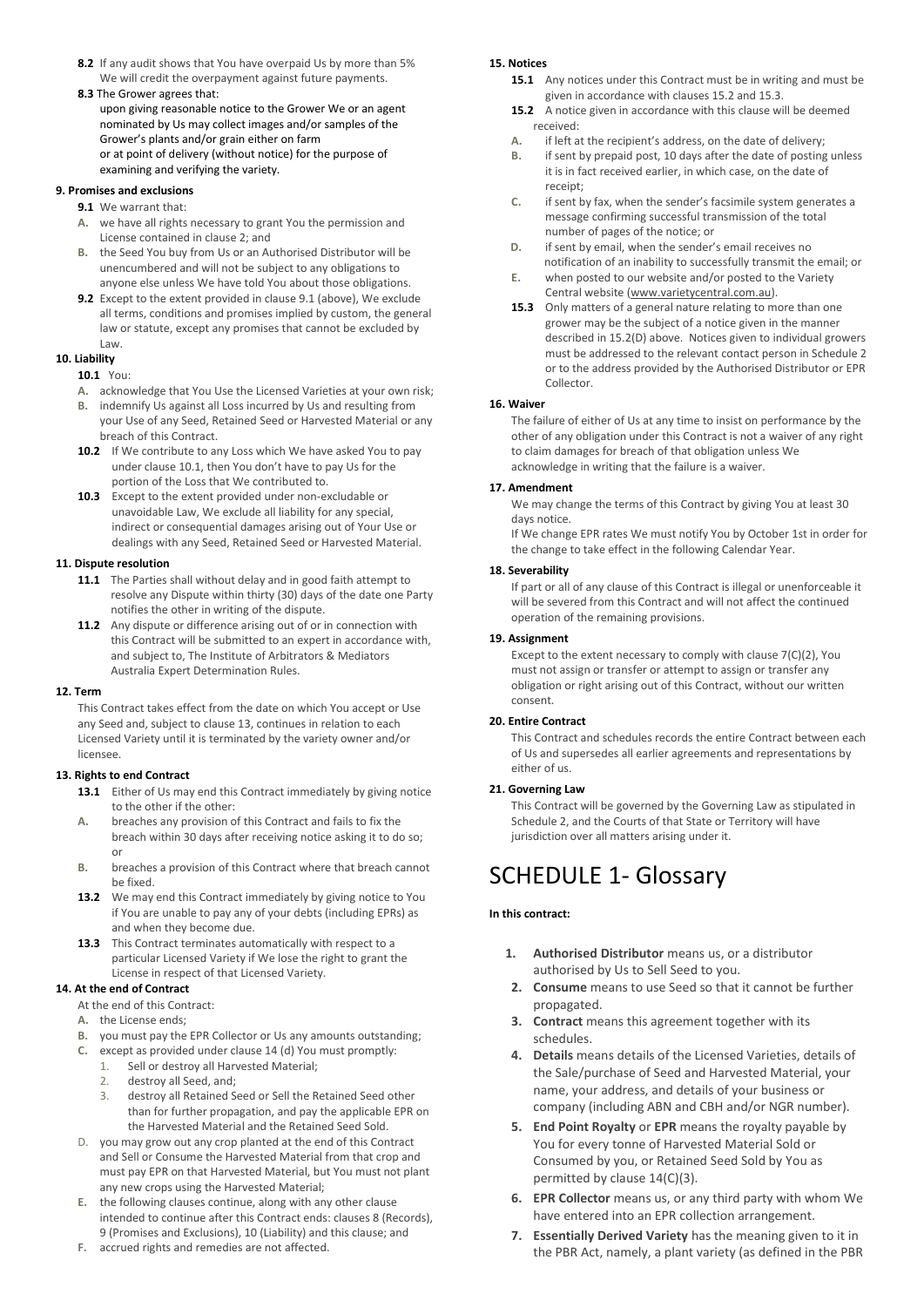**8.2** If any audit shows that You have overpaid Us by more than 5% We will credit the overpayment against future payments.

**8.3** The Grower agrees that:

upon giving reasonable notice to the Grower We or an agent nominated by Us may collect images and/or samples of the Grower's plants and/or grain either on farm

or at point of delivery (without notice) for the purpose of examining and verifying the variety.

### 9. Promises and exclusions

**9.1** We warrant that:

- **A.** we have all rights necessary to grant You the permission and License contained in clause 2; and
- **B.** the Seed You buy from Us or an Authorised Distributor will be unencumbered and will not be subject to any obligations to anyone else unless We have told You about those obligations.

**9.2** Except to the extent provided in clause 9.1 (above), We exclude all terms, conditions and promises implied by custom, the general law or statute, except any promises that cannot be excluded by Law.

### 10. Liability

**10.1** You:

- **A.** acknowledge that You Use the Licensed Varieties at your own risk;
- **B.** indemnify Us against all Loss incurred by Us and resulting from your Use of any Seed, Retained Seed or Harvested Material or any breach of this Contract.

**10.2** If We contribute to any Loss which We have asked You to pay under clause 10.1, then You don't have to pay Us for the portion of the Loss that We contributed to.

**10.3** Except to the extent provided under non-excludable or unavoidable Law, We exclude all liability for any special, indirect or consequential damages arising out of Your Use or dealings with any Seed, Retained Seed or Harvested Material.

### 11. Dispute resolution

**11.1** The Parties shall without delay and in good faith attempt to resolve any Dispute within thirty (30) days of the date one Party notifies the other in writing of the dispute.

**11.2** Any dispute or difference arising out of or in connection with this Contract will be submitted to an expert in accordance with, and subject to, The Institute of Arbitrators & Mediators Australia Expert Determination Rules.

### 12. Term

This Contract takes effect from the date on which You accept or Use any Seed and, subject to clause 13, continues in relation to each Licensed Variety until it is terminated by the variety owner and/or licensee.

### 13. Rights to end Contract

**13.1** Either of Us may end this Contract immediately by giving notice to the other if the other:

- **A.** breaches any provision of this Contract and fails to fix the breach within 30 days after receiving notice asking it to do so; or
- **B.** breaches a provision of this Contract where that breach cannot be fixed.

**13.2** We may end this Contract immediately by giving notice to You if You are unable to pay any of your debts (including EPRs) as and when they become due.

**13.3** This Contract terminates automatically with respect to a particular Licensed Variety if We lose the right to grant the License in respect of that Licensed Variety.

### 14. At the end of Contract

At the end of this Contract:

- **A.** the License ends;
- **B.** you must pay the EPR Collector or Us any amounts outstanding;
- **C.** except as provided under clause 14 (d) You must promptly:
  1. Sell or destroy all Harvested Material;
  2. destroy all Seed, and;
  3. destroy all Retained Seed or Sell the Retained Seed other than for further propagation, and pay the applicable EPR on the Harvested Material and the Retained Seed Sold.
- D. you may grow out any crop planted at the end of this Contract and Sell or Consume the Harvested Material from that crop and must pay EPR on that Harvested Material, but You must not plant any new crops using the Harvested Material;
- **E.** the following clauses continue, along with any other clause intended to continue after this Contract ends: clauses 8 (Records), 9 (Promises and Exclusions), 10 (Liability) and this clause; and
- **F.** accrued rights and remedies are not affected.

### 15. Notices

**15.1** Any notices under this Contract must be in writing and must be given in accordance with clauses 15.2 and 15.3.

**15.2** A notice given in accordance with this clause will be deemed received:

- **A.** if left at the recipient's address, on the date of delivery;
- **B.** if sent by prepaid post, 10 days after the date of posting unless it is in fact received earlier, in which case, on the date of receipt;
- **C.** if sent by fax, when the sender's facsimile system generates a message confirming successful transmission of the total number of pages of the notice; or
- **D.** if sent by email, when the sender's email receives no notification of an inability to successfully transmit the email; or
- **E.** when posted to our website and/or posted to the Variety Central website (www.varietycentral.com.au).

**15.3** Only matters of a general nature relating to more than one grower may be the subject of a notice given in the manner described in 15.2(D) above. Notices given to individual growers must be addressed to the relevant contact person in Schedule 2 or to the address provided by the Authorised Distributor or EPR Collector.

### 16. Waiver

The failure of either of Us at any time to insist on performance by the other of any obligation under this Contract is not a waiver of any right to claim damages for breach of that obligation unless We acknowledge in writing that the failure is a waiver.

### 17. Amendment

We may change the terms of this Contract by giving You at least 30 days notice.

If We change EPR rates We must notify You by October 1st in order for the change to take effect in the following Calendar Year.

### 18. Severability

If part or all of any clause of this Contract is illegal or unenforceable it will be severed from this Contract and will not affect the continued operation of the remaining provisions.

### 19. Assignment

Except to the extent necessary to comply with clause 7(C)(2), You must not assign or transfer or attempt to assign or transfer any obligation or right arising out of this Contract, without our written consent.

### 20. Entire Contract

This Contract and schedules records the entire Contract between each of Us and supersedes all earlier agreements and representations by either of us.

### 21. Governing Law

This Contract will be governed by the Governing Law as stipulated in Schedule 2, and the Courts of that State or Territory will have jurisdiction over all matters arising under it.

# SCHEDULE 1- Glossary

**In this contract:**

1. **Authorised Distributor** means us, or a distributor authorised by Us to Sell Seed to you.
2. **Consume** means to use Seed so that it cannot be further propagated.
3. **Contract** means this agreement together with its schedules.
4. **Details** means details of the Licensed Varieties, details of the Sale/purchase of Seed and Harvested Material, your name, your address, and details of your business or company (including ABN and CBH and/or NGR number).
5. **End Point Royalty** or **EPR** means the royalty payable by You for every tonne of Harvested Material Sold or Consumed by you, or Retained Seed Sold by You as permitted by clause 14(C)(3).
6. **EPR Collector** means us, or any third party with whom We have entered into an EPR collection arrangement.
7. **Essentially Derived Variety** has the meaning given to it in the PBR Act, namely, a plant variety (as defined in the PBR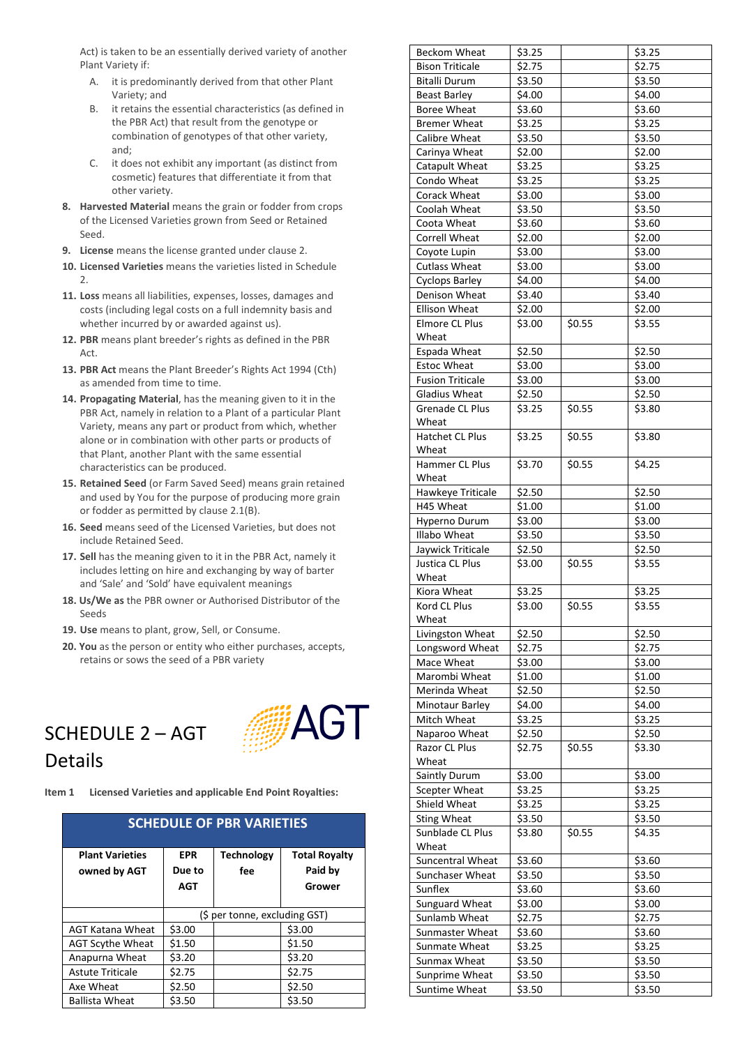Act) is taken to be an essentially derived variety of another Plant Variety if:

A. it is predominantly derived from that other Plant Variety; and
B. it retains the essential characteristics (as defined in the PBR Act) that result from the genotype or combination of genotypes of that other variety, and;
C. it does not exhibit any important (as distinct from cosmetic) features that differentiate it from that other variety.

8. **Harvested Material** means the grain or fodder from crops of the Licensed Varieties grown from Seed or Retained Seed.
9. **License** means the license granted under clause 2.
10. **Licensed Varieties** means the varieties listed in Schedule 2.
11. **Loss** means all liabilities, expenses, losses, damages and costs (including legal costs on a full indemnity basis and whether incurred by or awarded against us).
12. **PBR** means plant breeder's rights as defined in the PBR Act.
13. **PBR Act** means the Plant Breeder's Rights Act 1994 (Cth) as amended from time to time.
14. **Propagating Material**, has the meaning given to it in the PBR Act, namely in relation to a Plant of a particular Plant Variety, means any part or product from which, whether alone or in combination with other parts or products of that Plant, another Plant with the same essential characteristics can be produced.
15. **Retained Seed** (or Farm Saved Seed) means grain retained and used by You for the purpose of producing more grain or fodder as permitted by clause 2.1(B).
16. **Seed** means seed of the Licensed Varieties, but does not include Retained Seed.
17. **Sell** has the meaning given to it in the PBR Act, namely it includes letting on hire and exchanging by way of barter and 'Sale' and 'Sold' have equivalent meanings
18. **Us/We as** the PBR owner or Authorised Distributor of the Seeds
19. **Use** means to plant, grow, Sell, or Consume.
20. **You** as the person or entity who either purchases, accepts, retains or sows the seed of a PBR variety

# SCHEDULE 2 – AGT Details

**Item 1 Licensed Varieties and applicable End Point Royalties:**

**SCHEDULE OF PBR VARIETIES**

| Plant Varieties owned by AGT | EPR Due to AGT | Technology fee | Total Royalty Paid by Grower |
|---|---|---|---|
| | ($ per tonne, excluding GST) | | |
| AGT Katana Wheat | $3.00 | | $3.00 |
| AGT Scythe Wheat | $1.50 | | $1.50 |
| Anapurna Wheat | $3.20 | | $3.20 |
| Astute Triticale | $2.75 | | $2.75 |
| Axe Wheat | $2.50 | | $2.50 |
| Ballista Wheat | $3.50 | | $3.50 |
| Beckom Wheat | $3.25 | | $3.25 |
| Bison Triticale | $2.75 | | $2.75 |
| Bitalli Durum | $3.50 | | $3.50 |
| Beast Barley | $4.00 | | $4.00 |
| Boree Wheat | $3.60 | | $3.60 |
| Bremer Wheat | $3.25 | | $3.25 |
| Calibre Wheat | $3.50 | | $3.50 |
| Carinya Wheat | $2.00 | | $2.00 |
| Catapult Wheat | $3.25 | | $3.25 |
| Condo Wheat | $3.25 | | $3.25 |
| Corack Wheat | $3.00 | | $3.00 |
| Coolah Wheat | $3.50 | | $3.50 |
| Coota Wheat | $3.60 | | $3.60 |
| Correll Wheat | $2.00 | | $2.00 |
| Coyote Lupin | $3.00 | | $3.00 |
| Cutlass Wheat | $3.00 | | $3.00 |
| Cyclops Barley | $4.00 | | $4.00 |
| Denison Wheat | $3.40 | | $3.40 |
| Ellison Wheat | $2.00 | | $2.00 |
| Elmore CL Plus Wheat | $3.00 | $0.55 | $3.55 |
| Espada Wheat | $2.50 | | $2.50 |
| Estoc Wheat | $3.00 | | $3.00 |
| Fusion Triticale | $3.00 | | $3.00 |
| Gladius Wheat | $2.50 | | $2.50 |
| Grenade CL Plus Wheat | $3.25 | $0.55 | $3.80 |
| Hatchet CL Plus Wheat | $3.25 | $0.55 | $3.80 |
| Hammer CL Plus Wheat | $3.70 | $0.55 | $4.25 |
| Hawkeye Triticale | $2.50 | | $2.50 |
| H45 Wheat | $1.00 | | $1.00 |
| Hyperno Durum | $3.00 | | $3.00 |
| Illabo Wheat | $3.50 | | $3.50 |
| Jaywick Triticale | $2.50 | | $2.50 |
| Justica CL Plus Wheat | $3.00 | $0.55 | $3.55 |
| Kiora Wheat | $3.25 | | $3.25 |
| Kord CL Plus Wheat | $3.00 | $0.55 | $3.55 |
| Livingston Wheat | $2.50 | | $2.50 |
| Longsword Wheat | $2.75 | | $2.75 |
| Mace Wheat | $3.00 | | $3.00 |
| Marombi Wheat | $1.00 | | $1.00 |
| Merinda Wheat | $2.50 | | $2.50 |
| Minotaur Barley | $4.00 | | $4.00 |
| Mitch Wheat | $3.25 | | $3.25 |
| Naparoo Wheat | $2.50 | | $2.50 |
| Razor CL Plus Wheat | $2.75 | $0.55 | $3.30 |
| Saintly Durum | $3.00 | | $3.00 |
| Scepter Wheat | $3.25 | | $3.25 |
| Shield Wheat | $3.25 | | $3.25 |
| Sting Wheat | $3.50 | | $3.50 |
| Sunblade CL Plus Wheat | $3.80 | $0.55 | $4.35 |
| Suncentral Wheat | $3.60 | | $3.60 |
| Sunchaser Wheat | $3.50 | | $3.50 |
| Sunflex | $3.60 | | $3.60 |
| Sunguard Wheat | $3.00 | | $3.00 |
| Sunlamb Wheat | $2.75 | | $2.75 |
| Sunmaster Wheat | $3.60 | | $3.60 |
| Sunmate Wheat | $3.25 | | $3.25 |
| Sunmax Wheat | $3.50 | | $3.50 |
| Sunprime Wheat | $3.50 | | $3.50 |
| Suntime Wheat | $3.50 | | $3.50 |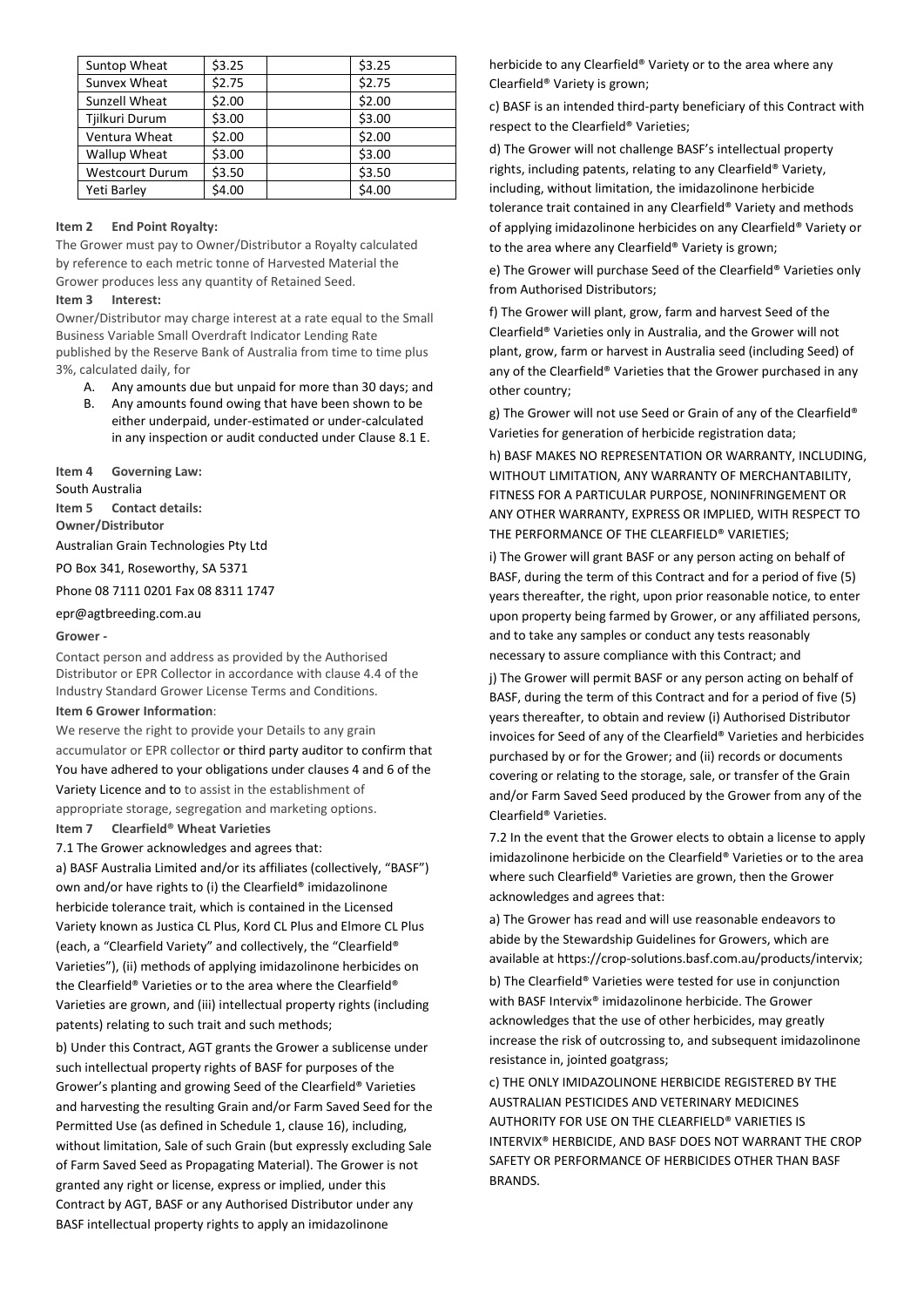| | | | |
|---|---|---|---|
| Suntop Wheat | $3.25 | | $3.25 |
| Sunvex Wheat | $2.75 | | $2.75 |
| Sunzell Wheat | $2.00 | | $2.00 |
| Tjilkuri Durum | $3.00 | | $3.00 |
| Ventura Wheat | $2.00 | | $2.00 |
| Wallup Wheat | $3.00 | | $3.00 |
| Westcourt Durum | $3.50 | | $3.50 |
| Yeti Barley | $4.00 | | $4.00 |

**Item 2 End Point Royalty:**

The Grower must pay to Owner/Distributor a Royalty calculated by reference to each metric tonne of Harvested Material the Grower produces less any quantity of Retained Seed.

**Item 3 Interest:**

Owner/Distributor may charge interest at a rate equal to the Small Business Variable Small Overdraft Indicator Lending Rate published by the Reserve Bank of Australia from time to time plus 3%, calculated daily, for

A. Any amounts due but unpaid for more than 30 days; and
B. Any amounts found owing that have been shown to be either underpaid, under-estimated or under-calculated in any inspection or audit conducted under Clause 8.1 E.

**Item 4 Governing Law:**

South Australia

**Item 5 Contact details:**

**Owner/Distributor**

Australian Grain Technologies Pty Ltd

PO Box 341, Roseworthy, SA 5371

Phone 08 7111 0201 Fax 08 8311 1747

epr@agtbreeding.com.au

**Grower -**

Contact person and address as provided by the Authorised Distributor or EPR Collector in accordance with clause 4.4 of the Industry Standard Grower License Terms and Conditions.

**Item 6 Grower Information**:

We reserve the right to provide your Details to any grain accumulator or EPR collector or third party auditor to confirm that You have adhered to your obligations under clauses 4 and 6 of the Variety Licence and to to assist in the establishment of appropriate storage, segregation and marketing options.

**Item 7 Clearfield® Wheat Varieties**

7.1 The Grower acknowledges and agrees that:

a) BASF Australia Limited and/or its affiliates (collectively, "BASF") own and/or have rights to (i) the Clearfield® imidazolinone herbicide tolerance trait, which is contained in the Licensed Variety known as Justica CL Plus, Kord CL Plus and Elmore CL Plus (each, a "Clearfield Variety" and collectively, the "Clearfield® Varieties"), (ii) methods of applying imidazolinone herbicides on the Clearfield® Varieties or to the area where the Clearfield® Varieties are grown, and (iii) intellectual property rights (including patents) relating to such trait and such methods;

b) Under this Contract, AGT grants the Grower a sublicense under such intellectual property rights of BASF for purposes of the Grower's planting and growing Seed of the Clearfield® Varieties and harvesting the resulting Grain and/or Farm Saved Seed for the Permitted Use (as defined in Schedule 1, clause 16), including, without limitation, Sale of such Grain (but expressly excluding Sale of Farm Saved Seed as Propagating Material). The Grower is not granted any right or license, express or implied, under this Contract by AGT, BASF or any Authorised Distributor under any BASF intellectual property rights to apply an imidazolinone herbicide to any Clearfield® Variety or to the area where any Clearfield® Variety is grown;

c) BASF is an intended third-party beneficiary of this Contract with respect to the Clearfield® Varieties;

d) The Grower will not challenge BASF's intellectual property rights, including patents, relating to any Clearfield® Variety, including, without limitation, the imidazolinone herbicide tolerance trait contained in any Clearfield® Variety and methods of applying imidazolinone herbicides on any Clearfield® Variety or to the area where any Clearfield® Variety is grown;

e) The Grower will purchase Seed of the Clearfield® Varieties only from Authorised Distributors;

f) The Grower will plant, grow, farm and harvest Seed of the Clearfield® Varieties only in Australia, and the Grower will not plant, grow, farm or harvest in Australia seed (including Seed) of any of the Clearfield® Varieties that the Grower purchased in any other country;

g) The Grower will not use Seed or Grain of any of the Clearfield® Varieties for generation of herbicide registration data;

h) BASF MAKES NO REPRESENTATION OR WARRANTY, INCLUDING, WITHOUT LIMITATION, ANY WARRANTY OF MERCHANTABILITY, FITNESS FOR A PARTICULAR PURPOSE, NONINFRINGEMENT OR ANY OTHER WARRANTY, EXPRESS OR IMPLIED, WITH RESPECT TO THE PERFORMANCE OF THE CLEARFIELD® VARIETIES;

i) The Grower will grant BASF or any person acting on behalf of BASF, during the term of this Contract and for a period of five (5) years thereafter, the right, upon prior reasonable notice, to enter upon property being farmed by Grower, or any affiliated persons, and to take any samples or conduct any tests reasonably necessary to assure compliance with this Contract; and

j) The Grower will permit BASF or any person acting on behalf of BASF, during the term of this Contract and for a period of five (5) years thereafter, to obtain and review (i) Authorised Distributor invoices for Seed of any of the Clearfield® Varieties and herbicides purchased by or for the Grower; and (ii) records or documents covering or relating to the storage, sale, or transfer of the Grain and/or Farm Saved Seed produced by the Grower from any of the Clearfield® Varieties.

7.2 In the event that the Grower elects to obtain a license to apply imidazolinone herbicide on the Clearfield® Varieties or to the area where such Clearfield® Varieties are grown, then the Grower acknowledges and agrees that:

a) The Grower has read and will use reasonable endeavors to abide by the Stewardship Guidelines for Growers, which are available at https://crop-solutions.basf.com.au/products/intervix;

b) The Clearfield® Varieties were tested for use in conjunction with BASF Intervix® imidazolinone herbicide. The Grower acknowledges that the use of other herbicides, may greatly increase the risk of outcrossing to, and subsequent imidazolinone resistance in, jointed goatgrass;

c) THE ONLY IMIDAZOLINONE HERBICIDE REGISTERED BY THE AUSTRALIAN PESTICIDES AND VETERINARY MEDICINES AUTHORITY FOR USE ON THE CLEARFIELD® VARIETIES IS INTERVIX® HERBICIDE, AND BASF DOES NOT WARRANT THE CROP SAFETY OR PERFORMANCE OF HERBICIDES OTHER THAN BASF BRANDS.